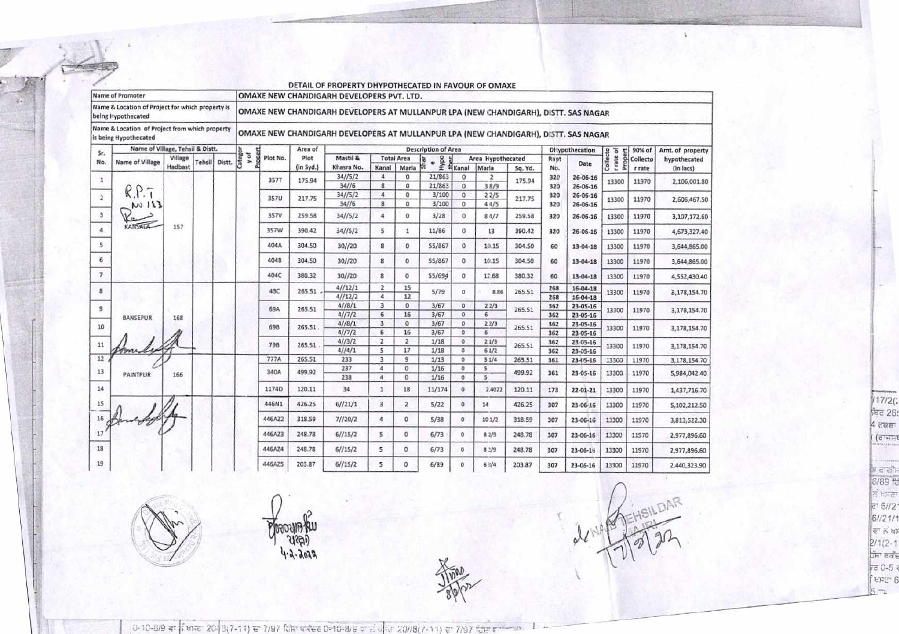# DETAIL OF PROPERTY DHYPOTHECATED IN FAVOUR OF OMAXE

| | |
|---|---|
| Name of Promoter | OMAXE NEW CHANDIGARH DEVELOPERS PVT. LTD. |
| Name & Location of Project for which property is being Hypothecated | OMAXE NEW CHANDIGARH DEVELOPERS AT MULLANPUR LPA (NEW CHANDIGARH), DISTT. SAS NAGAR |
| Name & Location of Project from which property is being Hypothecated | OMAXE NEW CHANDIGARH DEVELOPERS AT MULLANPUR LPA (NEW CHANDIGARH), DISTT. SAS NAGAR |

| Sr. No. | Name of Village, Tehsil & Distt. | | | | Category of Property | Plot No. | Area of Plot (in Syd.) | Description of Area | | | | | | | | DHypothecation | | Collector rate of Property | 90% of Collector rate | Amt. of property hypothecated (in lacs) |
|---|---|---|---|---|---|---|---|---|---|---|---|---|---|---|---|---|---|---|---|---|
| | Name of Village | Village Hadbast | Tehsil | Distt. | | | | Mastil & Khasra No. | Total Area | | Share Hypothecated | Area Hypothecated | | | Rapt No. | Date | | | |
| | | | | | | | | | Kanal | Marla | | Kanal | Marla | Sq. Yd. | | | | | |
| 1 | KANSALA | 157 | | | | 357T | 175.94 | 34//5/2<br>34//6 | 4<br>8 | 0<br>0 | 21/863<br>21/863 | 0<br>0 | 2<br>3 8/9 | 175.94 | 320<br>320 | 26-06-16<br>26-06-16 | 13300 | 11970 | 2,106,001.80 |
| 2 | | | | | | 357U | 217.75 | 34//5/2<br>34//6 | 4<br>8 | 0<br>0 | 3/100<br>3/100 | 0<br>0 | 2 2/5<br>4 4/5 | 217.75 | 320<br>320 | 26-06-16<br>26-06-16 | 13300 | 11970 | 2,606,467.50 |
| 3 | | | | | | 357V | 259.58 | 34//5/2 | 4 | 0 | 3/28 | 0 | 8 4/7 | 259.58 | 320 | 26-06-16 | 13300 | 11970 | 3,107,172.60 |
| 4 | | | | | | 357W | 390.42 | 34//5/2 | 5 | 1 | 11/86 | 0 | 13 | 390.42 | 320 | 26-06-16 | 13300 | 11970 | 4,673,327.40 |
| 5 | | | | | | 404A | 304.50 | 30//20 | 8 | 0 | 55/867 | 0 | 10.15 | 304.50 | 60 | 13-04-18 | 13300 | 11970 | 3,644,865.00 |
| 6 | | | | | | 404B | 304.50 | 30//20 | 8 | 0 | 55/867 | 0 | 10.15 | 304.50 | 60 | 13-04-18 | 13300 | 11970 | 3,644,865.00 |
| 7 | | | | | | 404C | 380.32 | 30//20 | 8 | 0 | 55/694 | 0 | 12.68 | 380.32 | 60 | 13-04-18 | 13300 | 11970 | 4,552,430.40 |
| 8 | BANSEPUR | 168 | | | | 43C | 265.51 | 4//12/1<br>4//12/2 | 2<br>4 | 15<br>12 | 5/79 | 0 | 8.86 | 265.51 | 268<br>268 | 16-04-18<br>16-04-18 | 13300 | 11970 | 3,178,154.70 |
| 9 | | | | | | 69A | 265.51 | 4//8/1<br>4//7/2 | 3<br>6 | 0<br>16 | 3/67<br>3/67 | 0<br>0 | 2 2/3<br>6 | 265.51 | 362<br>362 | 23-05-16<br>23-05-16 | 13300 | 11970 | 3,178,154.70 |
| 10 | | | | | | 69B | 265.51 | 4//8/1<br>4//7/2 | 3<br>6 | 0<br>16 | 3/67<br>3/67 | 0<br>0 | 2 2/3<br>6 | 265.51 | 362<br>362 | 23-05-16<br>23-05-16 | 13300 | 11970 | 3,178,154.70 |
| 11 | | | | | | 79B | 265.51 | 4//3/2<br>4//4/1 | 2<br>5 | 2<br>17 | 1/18<br>1/18 | 0<br>0 | 2 1/3<br>6 1/2 | 265.51 | 362<br>362 | 23-05-16<br>23-05-16 | 13300 | 11970 | 3,178,154.70 |
| 12 | PAINTPUR | 166 | | | | 777A | 265.51 | 233 | 3 | 9 | 1/13 | 0 | 5 1/4 | 265.51 | 361 | 23-05-16 | 13300 | 11970 | 3,178,154.70 |
| 13 | | | | | | 340A | 499.92 | 237<br>238 | 4<br>4 | 0<br>0 | 1/16<br>1/16 | 0<br>0 | 5<br>5 | 499.92 | 361 | 23-05-16 | 13300 | 11970 | 5,984,042.40 |
| 14 | | | | | | 1174D | 120.11 | 34 | 1 | 18 | 11/174 | 0 | 2.4022 | 120.11 | 173 | 22-01-21 | 13300 | 11970 | 1,437,716.70 |
| 15 | | | | | | 446N1 | 426.25 | 6//21/1 | 3 | 2 | 5/22 | 0 | 14 | 426.25 | 307 | 23-06-16 | 13300 | 11970 | 5,102,212.50 |
| 16 | | | | | | 446AZ2 | 318.59 | 7//20/2 | 4 | 0 | 5/38 | 0 | 10 1/2 | 318.59 | 307 | 23-06-16 | 13300 | 11970 | 3,813,522.30 |
| 17 | | | | | | 446AZ3 | 248.78 | 6//15/2 | 5 | 0 | 6/73 | 0 | 8 2/9 | 248.78 | 307 | 23-06-16 | 13300 | 11970 | 2,977,896.60 |
| 18 | | | | | | 446AZ4 | 248.78 | 6//15/2 | 5 | 0 | 6/73 | 0 | 8 2/9 | 248.78 | 307 | 23-06-16 | 13300 | 11970 | 2,977,896.60 |
| 19 | | | | | | 446AZ5 | 203.87 | 6//15/2 | 5 | 0 | 6/89 | 0 | 6 3/4 | 203.87 | 307 | 23-06-16 | 13300 | 11970 | 2,440,323.90 |

R.P.T
No 183

NAIB TEHSILDAR
MAJRI
7/3/22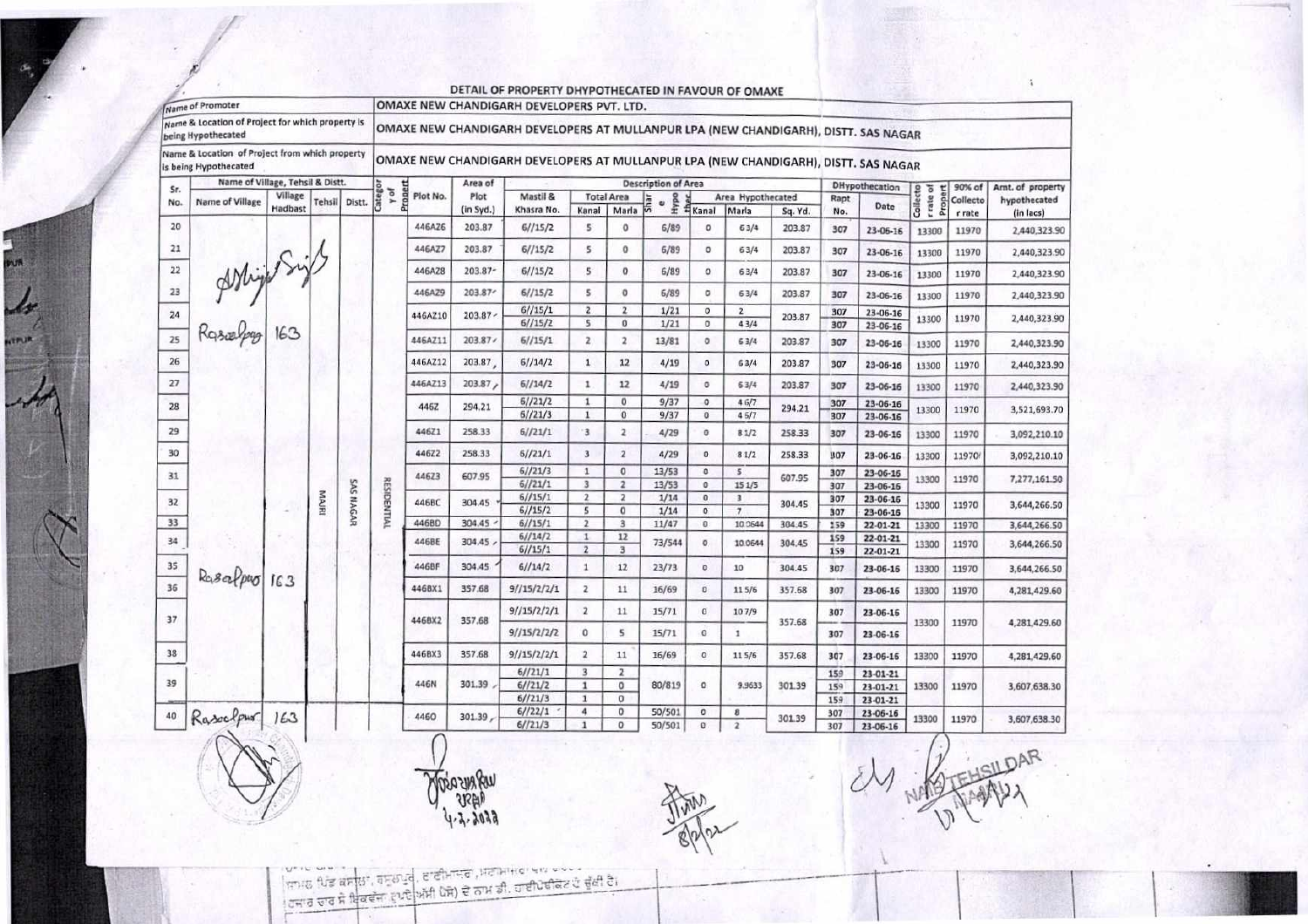# DETAIL OF PROPERTY DHYPOTHECATED IN FAVOUR OF OMAXE

| Name of Promoter | OMAXE NEW CHANDIGARH DEVELOPERS PVT. LTD. |
|---|---|
| Name & Location of Project for which property is being Hypothecated | OMAXE NEW CHANDIGARH DEVELOPERS AT MULLANPUR LPA (NEW CHANDIGARH), DISTT. SAS NAGAR |
| Name & Location of Project from which property is being Hypothecated | OMAXE NEW CHANDIGARH DEVELOPERS AT MULLANPUR LPA (NEW CHANDIGARH), DISTT. SAS NAGAR |

| Sr. No. | Name of Village, Tehsil & Distt. | | | | Category of Property | Plot No. | Area of Plot (in Syd.) | Description of Area | | | | | | | | DHypothecation | | Collector rate of Property | 90% of Collector rate | Amt. of property hypothecated (in lacs) |
|---|---|---|---|---|---|---|---|---|---|---|---|---|---|---|---|---|---|---|---|---|
| | Name of Village | Village Hadbast | Tehsil | Distt. | | | | Mastil & Khasra No. | Total Area | | Share Hypo | Area Hypothecated | | | | Rapt No. | Date | | | |
| | | | | | | | | | Kanal | Marla | | Kanal | Marla | Sq. Yd. | | | | | | |
| 20 | | | | | | 446AZ6 | 203.87 | 6//15/2 | 5 | 0 | 6/89 | 0 | 63/4 | 203.87 | | 307 | 23-06-16 | 13300 | 11970 | 2,440,323.90 |
| 21 | | | | | | 446AZ7 | 203.87 | 6//15/2 | 5 | 0 | 6/89 | 0 | 63/4 | 203.87 | | 307 | 23-06-16 | 13300 | 11970 | 2,440,323.90 |
| 22 | | | | | | 446AZ8 | 203.87 | 6//15/2 | 5 | 0 | 6/89 | 0 | 63/4 | 203.87 | | 307 | 23-06-16 | 13300 | 11970 | 2,440,323.90 |
| 23 | | | | | | 446AZ9 | 203.87 | 6//15/2 | 5 | 0 | 6/89 | 0 | 63/4 | 203.87 | | 307 | 23-06-16 | 13300 | 11970 | 2,440,323.90 |
| 24 | | | | | | 446AZ10 | 203.87 | 6//15/1<br>6//15/2 | 2<br>5 | 2<br>0 | 1/21<br>1/21 | 0<br>0 | 2<br>43/4 | 203.87 | | 307<br>307 | 23-06-16<br>23-06-16 | 13300 | 11970 | 2,440,323.90 |
| 25 | Rasoolpur | 163 | | | | 446AZ11 | 203.87 | 6//15/1 | 2 | 2 | 13/81 | 0 | 63/4 | 203.87 | | 307 | 23-06-16 | 13300 | 11970 | 2,440,323.90 |
| 26 | | | | | | 446AZ12 | 203.87 | 6//14/2 | 1 | 12 | 4/19 | 0 | 63/4 | 203.87 | | 307 | 23-06-16 | 13300 | 11970 | 2,440,323.90 |
| 27 | | | | | | 446AZ13 | 203.87 | 6//14/2 | 1 | 12 | 4/19 | 0 | 63/4 | 203.87 | | 307 | 23-06-16 | 13300 | 11970 | 2,440,323.90 |
| 28 | | | | | | 446Z | 294.21 | 6//21/2<br>6//21/3 | 1<br>1 | 0<br>0 | 9/37<br>9/37 | 0<br>0 | 46/7<br>45/7 | 294.21 | | 307<br>307 | 23-06-16<br>23-06-16 | 13300 | 11970 | 3,521,693.70 |
| 29 | | | | | | 446Z1 | 258.33 | 6//21/1 | 3 | 2 | 4/29 | 0 | 81/2 | 258.33 | | 307 | 23-06-16 | 13300 | 11970 | 3,092,210.10 |
| 30 | | | | | | 446Z2 | 258.33 | 6//21/1 | 3 | 2 | 4/29 | 0 | 81/2 | 258.33 | | 307 | 23-06-16 | 13300 | 11970 | 3,092,210.10 |
| 31 | | | | | | 446Z3 | 607.95 | 6//21/3<br>6//21/1 | 1<br>3 | 0<br>2 | 13/53<br>13/53 | 0<br>0 | 5<br>151/5 | 607.95 | | 307<br>307 | 23-06-16<br>23-06-16 | 13300 | 11970 | 7,277,161.50 |
| 32 | | | MAJRI | SAS NAGAR | RESIDENTIAL | 446BC | 304.45 | 6//15/1<br>6//15/2 | 2<br>5 | 2<br>0 | 1/14<br>1/14 | 0<br>0 | 3<br>7 | 304.45 | | 307<br>307 | 23-06-16<br>23-06-16 | 13300 | 11970 | 3,644,266.50 |
| 33 | | | | | | 446BD | 304.45 | 6//15/1 | 2 | 3 | 11/47 | 0 | 10.0644 | 304.45 | | 159 | 22-01-21 | 13300 | 11970 | 3,644,266.50 |
| 34 | | | | | | 446BE | 304.45 | 6//14/2<br>6//15/1 | 1<br>2 | 12<br>3 | 73/544 | 0 | 10.0644 | 304.45 | | 159<br>159 | 22-01-21<br>22-01-21 | 13300 | 11970 | 3,644,266.50 |
| 35 | Rasoolpur | 163 | | | | 446BF | 304.45 | 6//14/2 | 1 | 12 | 23/73 | 0 | 10 | 304.45 | | 307 | 23-06-16 | 13300 | 11970 | 3,644,266.50 |
| 36 | | | | | | 446BX1 | 357.68 | 9//15/2/2/1 | 2 | 11 | 16/69 | 0 | 115/6 | 357.68 | | 307 | 23-06-16 | 13300 | 11970 | 4,281,429.60 |
| 37 | | | | | | 446BX2 | 357.68 | 9//15/2/2/1<br>9//15/2/2/2 | 2<br>0 | 11<br>5 | 15/71<br>15/71 | 0<br>0 | 107/9<br>1 | 357.68 | | 307<br>307 | 23-06-16<br>23-06-16 | 13300 | 11970 | 4,281,429.60 |
| 38 | | | | | | 446BX3 | 357.68 | 9//15/2/2/1 | 2 | 11 | 16/69 | 0 | 115/6 | 357.68 | | 307 | 23-06-16 | 13300 | 11970 | 4,281,429.60 |
| 39 | | | | | | 446N | 301.39 | 6//21/1<br>6//21/2<br>6//21/3 | 3<br>1<br>1 | 2<br>0<br>0 | 80/819 | 0 | 9.9633 | 301.39 | | 159<br>159<br>159 | 23-01-21<br>23-01-21<br>23-01-21 | 13300 | 11970 | 3,607,638.30 |
| 40 | Rasoolpur | 163 | | | | 446O | 301.39 | 6//22/1<br>6//21/3 | 4<br>1 | 0<br>0 | 50/501<br>50/501 | 0<br>0 | 8<br>2 | 301.39 | | 307<br>307 | 23-06-16<br>23-06-16 | 13300 | 11970 | 3,607,638.30 |

NAIB TEHSILDAR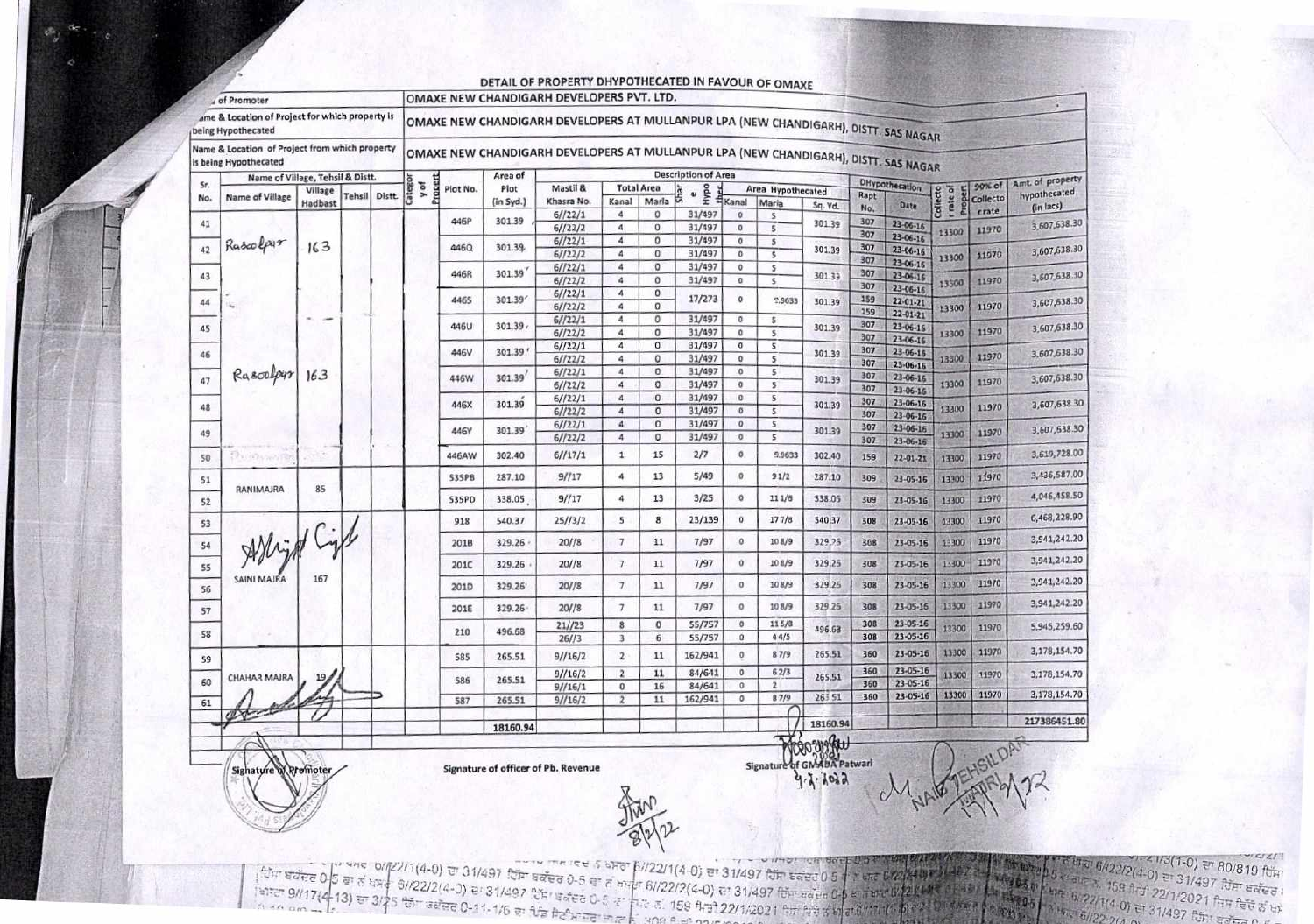# DETAIL OF PROPERTY DHYPOTHECATED IN FAVOUR OF OMAXE

| | |
|---|---|
| Name of Promoter | OMAXE NEW CHANDIGARH DEVELOPERS PVT. LTD. |
| Name & Location of Project for which property is being Hypothecated | OMAXE NEW CHANDIGARH DEVELOPERS AT MULLANPUR LPA (NEW CHANDIGARH), DISTT. SAS NAGAR |
| Name & Location of Project from which property is being Hypothecated | OMAXE NEW CHANDIGARH DEVELOPERS AT MULLANPUR LPA (NEW CHANDIGARH), DISTT. SAS NAGAR |

| Sr. No. | Name of Village, Tehsil & Distt. | | | | Category of Property | Plot No. | Area of Plot (in Syd.) | Description of Area | | | | | | | DHypothecation | | Collector rate of Property | 90% of Collector rate | Amt. of property hypothecated (in lacs) |
|---|---|---|---|---|---|---|---|---|---|---|---|---|---|---|---|---|---|---|---|
| | Name of Village | Village Hadbast | Tehsil | Distt. | | | | Mastil & Khasra No. | Total Area | | Share Hypothecated | Area Hypothecated | | | Rapt No. | Date | | | |
| | | | | | | | | | Kanal | Marla | | Kanal | Marla | Sq. Yd. | | | | | |
| 41 | Rasoolpur | 163 | | | | 446P | 301.39 | 6//22/1<br>6//22/2 | 4<br>4 | 0<br>0 | 31/497<br>31/497 | 0<br>0 | 5<br>5 | 301.39 | 307<br>307 | 23-06-16<br>23-06-16 | 13300 | 11970 | 3,607,638.30 |
| 42 | | | | | | 446Q | 301.39 | 6//22/1<br>6//22/2 | 4<br>4 | 0<br>0 | 31/497<br>31/497 | 0<br>0 | 5<br>5 | 301.39 | 307<br>307 | 23-06-16<br>23-06-16 | 13300 | 11970 | 3,607,638.30 |
| 43 | | | | | | 446R | 301.39 | 6//22/1<br>6//22/2 | 4<br>4 | 0<br>0 | 31/497<br>31/497 | 0<br>0 | 5<br>5 | 301.39 | 307<br>307 | 23-06-16<br>23-06-16 | 13300 | 11970 | 3,607,638.30 |
| 44 | | | | | | 446S | 301.39 | 6//22/1<br>6//22/2 | 4<br>4 | 0<br>0 | 17/273 | 0 | 9.9633 | 301.39 | 159<br>159 | 22-01-21<br>22-01-21 | 13300 | 11970 | 3,607,638.30 |
| 45 | | | | | | 446U | 301.39 | 6//22/1<br>6//22/2 | 4<br>4 | 0<br>0 | 31/497<br>31/497 | 0<br>0 | 5<br>5 | 301.39 | 307<br>307 | 23-06-16<br>23-06-16 | 13300 | 11970 | 3,607,638.30 |
| 46 | | | | | | 446V | 301.39 | 6//22/1<br>6//22/2 | 4<br>4 | 0<br>0 | 31/497<br>31/497 | 0<br>0 | 5<br>5 | 301.39 | 307<br>307 | 23-06-16<br>23-06-16 | 13300 | 11970 | 3,607,638.30 |
| 47 | Rasoolpur | 163 | | | | 446W | 301.39 | 6//22/1<br>6//22/2 | 4<br>4 | 0<br>0 | 31/497<br>31/497 | 0<br>0 | 5<br>5 | 301.39 | 307<br>307 | 23-06-16<br>23-06-16 | 13300 | 11970 | 3,607,638.30 |
| 48 | | | | | | 446X | 301.39 | 6//22/1<br>6//22/2 | 4<br>4 | 0<br>0 | 31/497<br>31/497 | 0<br>0 | 5<br>5 | 301.39 | 307<br>307 | 23-06-16<br>23-06-16 | 13300 | 11970 | 3,607,638.30 |
| 49 | | | | | | 446Y | 301.39 | 6//22/1<br>6//22/2 | 4<br>4 | 0<br>0 | 31/497<br>31/497 | 0<br>0 | 5<br>5 | 301.39 | 307<br>307 | 23-06-16<br>23-06-16 | 13300 | 11970 | 3,607,638.30 |
| 50 | | | | | | 446AW | 302.40 | 6//17/1 | 1 | 15 | 2/7 | 0 | 9.9633 | 302.40 | 159 | 22-01-21 | 13300 | 11970 | 3,619,728.00 |
| 51 | RANIMAJRA | 85 | | | | 535PB | 287.10 | 9//17 | 4 | 13 | 5/49 | 0 | 9 1/2 | 287.10 | 309 | 23-05-16 | 13300 | 11970 | 3,436,587.00 |
| 52 | | | | | | 535PD | 338.05 | 9//17 | 4 | 13 | 3/25 | 0 | 11 1/5 | 338.05 | 309 | 23-05-16 | 13300 | 11970 | 4,046,458.50 |
| 53 | SAINI MAJRA | 167 | | | | 918 | 540.37 | 25//3/2 | 5 | 8 | 23/139 | 0 | 17 7/8 | 540.37 | 308 | 23-05-16 | 13300 | 11970 | 6,468,228.90 |
| 54 | | | | | | 201B | 329.26 | 20//8 | 7 | 11 | 7/97 | 0 | 10 8/9 | 329.26 | 308 | 23-05-16 | 13300 | 11970 | 3,941,242.20 |
| 55 | | | | | | 201C | 329.26 | 20//8 | 7 | 11 | 7/97 | 0 | 10 8/9 | 329.26 | 308 | 23-05-16 | 13300 | 11970 | 3,941,242.20 |
| 56 | | | | | | 201D | 329.26 | 20//8 | 7 | 11 | 7/97 | 0 | 10 8/9 | 329.26 | 308 | 23-05-16 | 13300 | 11970 | 3,941,242.20 |
| 57 | | | | | | 201E | 329.26 | 20//8 | 7 | 11 | 7/97 | 0 | 10 8/9 | 329.26 | 308 | 23-05-16 | 13300 | 11970 | 3,941,242.20 |
| 58 | | | | | | 210 | 496.68 | 21//23<br>26//3 | 8<br>3 | 0<br>6 | 55/757<br>55/757 | 0<br>0 | 11 5/8<br>4 4/5 | 496.68 | 308<br>308 | 23-05-16<br>23-05-16 | 13300 | 11970 | 5,945,259.60 |
| 59 | CHAHAR MAJRA | 19 | | | | 585 | 265.51 | 9//16/2 | 2 | 11 | 162/941 | 0 | 8 7/9 | 265.51 | 360 | 23-05-16 | 13300 | 11970 | 3,178,154.70 |
| 60 | | | | | | 586 | 265.51 | 9//16/2<br>9//16/1 | 2<br>0 | 11<br>16 | 84/641<br>84/641 | 0<br>0 | 6 2/3<br>2 | 265.51 | 360<br>360 | 23-05-16<br>23-05-16 | 13300 | 11970 | 3,178,154.70 |
| 61 | | | | | | 587 | 265.51 | 9//16/2 | 2 | 11 | 162/941 | 0 | 8 7/9 | 265.51 | 360 | 23-05-16 | 13300 | 11970 | 3,178,154.70 |
| | | | | | | | 18160.94 | | | | | | | 18160.94 | | | | | 217386451.80 |

Signature of Promoter

Signature of officer of Pb. Revenue

Signature of GMADA Patwari

NAIB TEHSILDAR